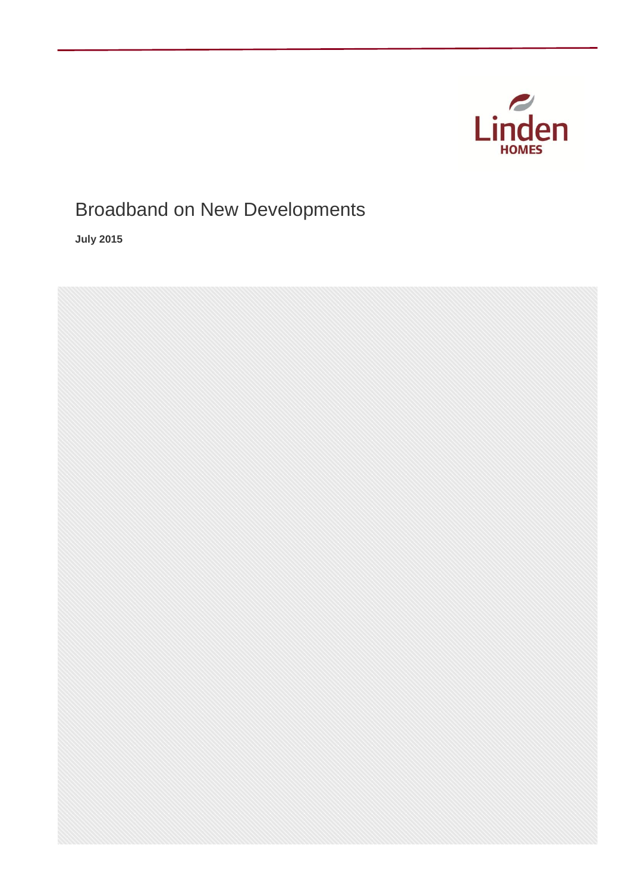Linden HOMES

# Broadband on New Developments

**July 2015**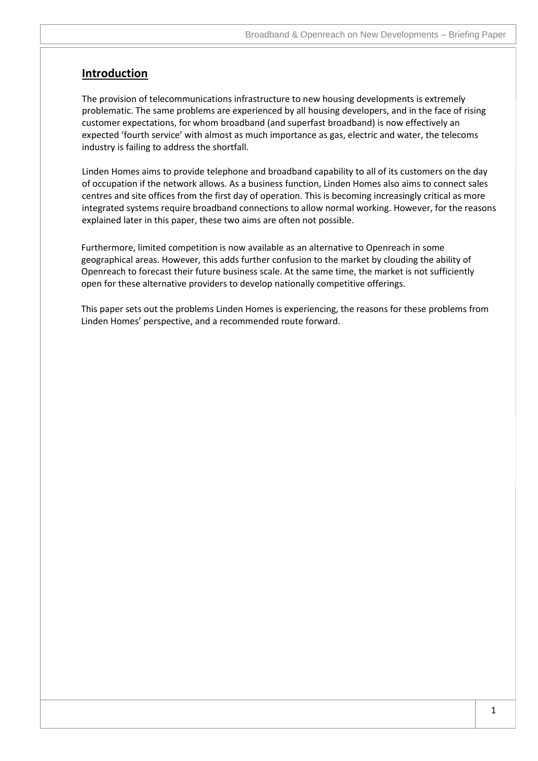## Introduction

The provision of telecommunications infrastructure to new housing developments is extremely problematic. The same problems are experienced by all housing developers, and in the face of rising customer expectations, for whom broadband (and superfast broadband) is now effectively an expected 'fourth service' with almost as much importance as gas, electric and water, the telecoms industry is failing to address the shortfall.

Linden Homes aims to provide telephone and broadband capability to all of its customers on the day of occupation if the network allows. As a business function, Linden Homes also aims to connect sales centres and site offices from the first day of operation. This is becoming increasingly critical as more integrated systems require broadband connections to allow normal working. However, for the reasons explained later in this paper, these two aims are often not possible.

Furthermore, limited competition is now available as an alternative to Openreach in some geographical areas. However, this adds further confusion to the market by clouding the ability of Openreach to forecast their future business scale. At the same time, the market is not sufficiently open for these alternative providers to develop nationally competitive offerings.

This paper sets out the problems Linden Homes is experiencing, the reasons for these problems from Linden Homes' perspective, and a recommended route forward.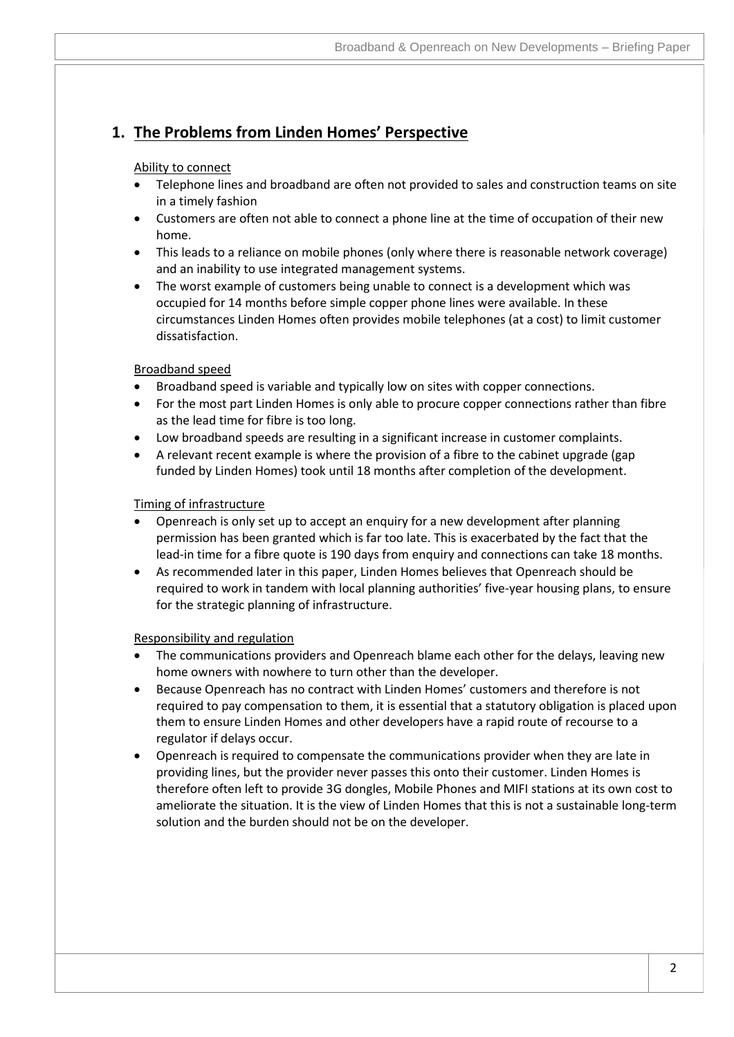## 1. The Problems from Linden Homes' Perspective

Ability to connect

- Telephone lines and broadband are often not provided to sales and construction teams on site in a timely fashion
- Customers are often not able to connect a phone line at the time of occupation of their new home.
- This leads to a reliance on mobile phones (only where there is reasonable network coverage) and an inability to use integrated management systems.
- The worst example of customers being unable to connect is a development which was occupied for 14 months before simple copper phone lines were available. In these circumstances Linden Homes often provides mobile telephones (at a cost) to limit customer dissatisfaction.

Broadband speed

- Broadband speed is variable and typically low on sites with copper connections.
- For the most part Linden Homes is only able to procure copper connections rather than fibre as the lead time for fibre is too long.
- Low broadband speeds are resulting in a significant increase in customer complaints.
- A relevant recent example is where the provision of a fibre to the cabinet upgrade (gap funded by Linden Homes) took until 18 months after completion of the development.

Timing of infrastructure

- Openreach is only set up to accept an enquiry for a new development after planning permission has been granted which is far too late. This is exacerbated by the fact that the lead-in time for a fibre quote is 190 days from enquiry and connections can take 18 months.
- As recommended later in this paper, Linden Homes believes that Openreach should be required to work in tandem with local planning authorities' five-year housing plans, to ensure for the strategic planning of infrastructure.

Responsibility and regulation

- The communications providers and Openreach blame each other for the delays, leaving new home owners with nowhere to turn other than the developer.
- Because Openreach has no contract with Linden Homes' customers and therefore is not required to pay compensation to them, it is essential that a statutory obligation is placed upon them to ensure Linden Homes and other developers have a rapid route of recourse to a regulator if delays occur.
- Openreach is required to compensate the communications provider when they are late in providing lines, but the provider never passes this onto their customer. Linden Homes is therefore often left to provide 3G dongles, Mobile Phones and MIFI stations at its own cost to ameliorate the situation. It is the view of Linden Homes that this is not a sustainable long-term solution and the burden should not be on the developer.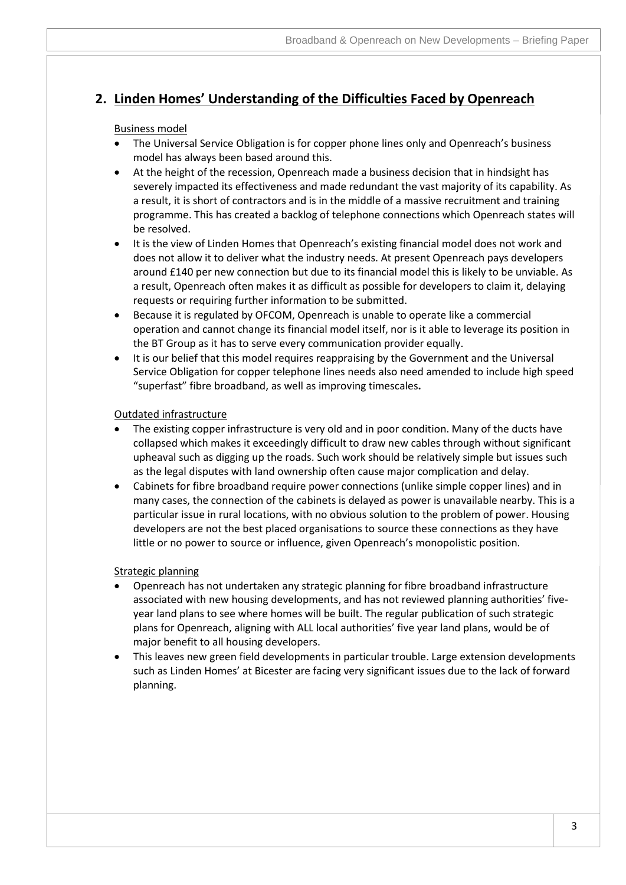## 2. Linden Homes' Understanding of the Difficulties Faced by Openreach

Business model

- The Universal Service Obligation is for copper phone lines only and Openreach's business model has always been based around this.
- At the height of the recession, Openreach made a business decision that in hindsight has severely impacted its effectiveness and made redundant the vast majority of its capability. As a result, it is short of contractors and is in the middle of a massive recruitment and training programme. This has created a backlog of telephone connections which Openreach states will be resolved.
- It is the view of Linden Homes that Openreach's existing financial model does not work and does not allow it to deliver what the industry needs. At present Openreach pays developers around £140 per new connection but due to its financial model this is likely to be unviable. As a result, Openreach often makes it as difficult as possible for developers to claim it, delaying requests or requiring further information to be submitted.
- Because it is regulated by OFCOM, Openreach is unable to operate like a commercial operation and cannot change its financial model itself, nor is it able to leverage its position in the BT Group as it has to serve every communication provider equally.
- It is our belief that this model requires reappraising by the Government and the Universal Service Obligation for copper telephone lines needs also need amended to include high speed "superfast" fibre broadband, as well as improving timescales**.**

Outdated infrastructure

- The existing copper infrastructure is very old and in poor condition. Many of the ducts have collapsed which makes it exceedingly difficult to draw new cables through without significant upheaval such as digging up the roads. Such work should be relatively simple but issues such as the legal disputes with land ownership often cause major complication and delay.
- Cabinets for fibre broadband require power connections (unlike simple copper lines) and in many cases, the connection of the cabinets is delayed as power is unavailable nearby. This is a particular issue in rural locations, with no obvious solution to the problem of power. Housing developers are not the best placed organisations to source these connections as they have little or no power to source or influence, given Openreach's monopolistic position.

Strategic planning

- Openreach has not undertaken any strategic planning for fibre broadband infrastructure associated with new housing developments, and has not reviewed planning authorities' five-year land plans to see where homes will be built. The regular publication of such strategic plans for Openreach, aligning with ALL local authorities' five year land plans, would be of major benefit to all housing developers.
- This leaves new green field developments in particular trouble. Large extension developments such as Linden Homes' at Bicester are facing very significant issues due to the lack of forward planning.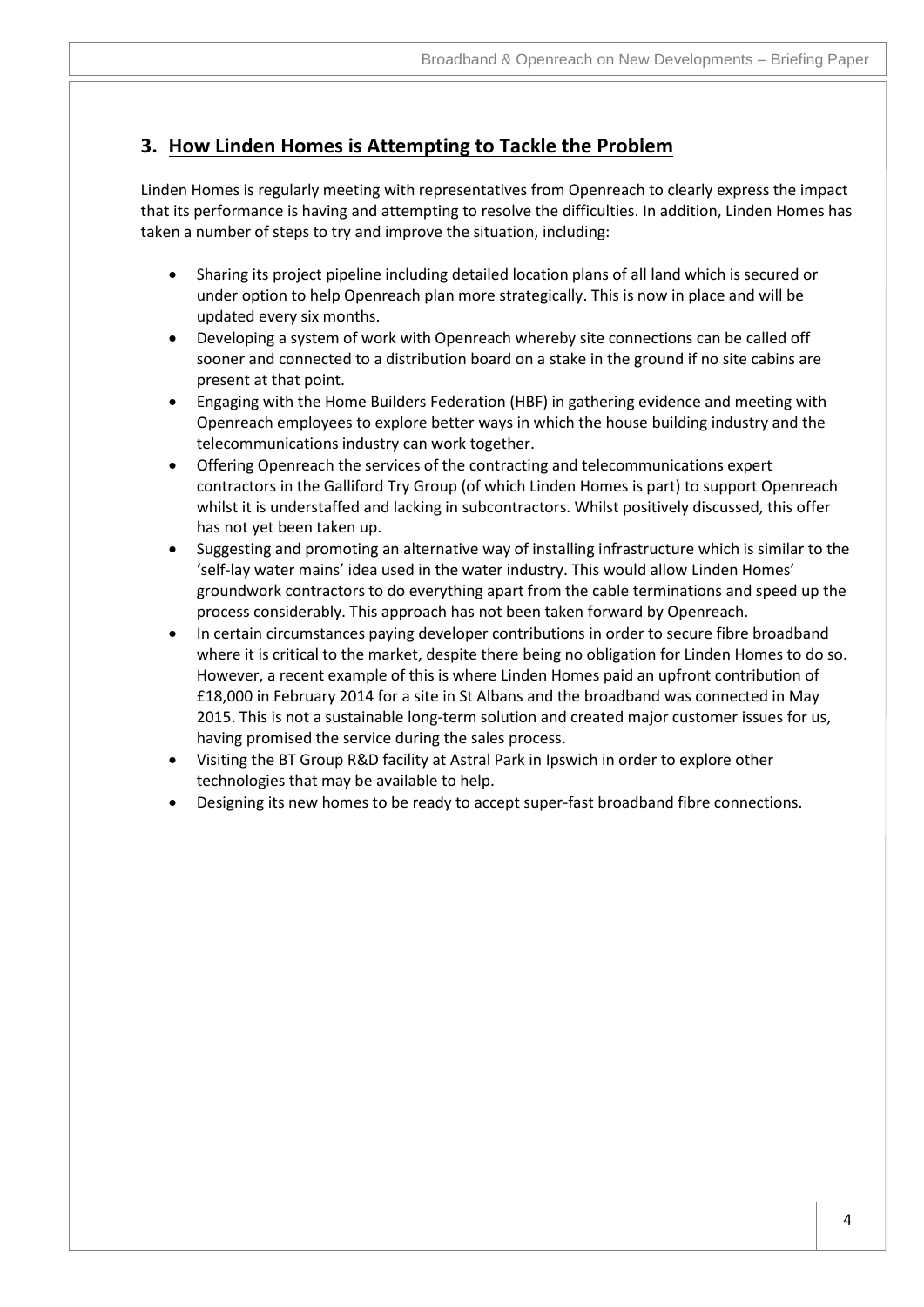## 3. How Linden Homes is Attempting to Tackle the Problem

Linden Homes is regularly meeting with representatives from Openreach to clearly express the impact that its performance is having and attempting to resolve the difficulties. In addition, Linden Homes has taken a number of steps to try and improve the situation, including:

- Sharing its project pipeline including detailed location plans of all land which is secured or under option to help Openreach plan more strategically. This is now in place and will be updated every six months.
- Developing a system of work with Openreach whereby site connections can be called off sooner and connected to a distribution board on a stake in the ground if no site cabins are present at that point.
- Engaging with the Home Builders Federation (HBF) in gathering evidence and meeting with Openreach employees to explore better ways in which the house building industry and the telecommunications industry can work together.
- Offering Openreach the services of the contracting and telecommunications expert contractors in the Galliford Try Group (of which Linden Homes is part) to support Openreach whilst it is understaffed and lacking in subcontractors. Whilst positively discussed, this offer has not yet been taken up.
- Suggesting and promoting an alternative way of installing infrastructure which is similar to the 'self-lay water mains' idea used in the water industry. This would allow Linden Homes' groundwork contractors to do everything apart from the cable terminations and speed up the process considerably. This approach has not been taken forward by Openreach.
- In certain circumstances paying developer contributions in order to secure fibre broadband where it is critical to the market, despite there being no obligation for Linden Homes to do so. However, a recent example of this is where Linden Homes paid an upfront contribution of £18,000 in February 2014 for a site in St Albans and the broadband was connected in May 2015. This is not a sustainable long-term solution and created major customer issues for us, having promised the service during the sales process.
- Visiting the BT Group R&D facility at Astral Park in Ipswich in order to explore other technologies that may be available to help.
- Designing its new homes to be ready to accept super-fast broadband fibre connections.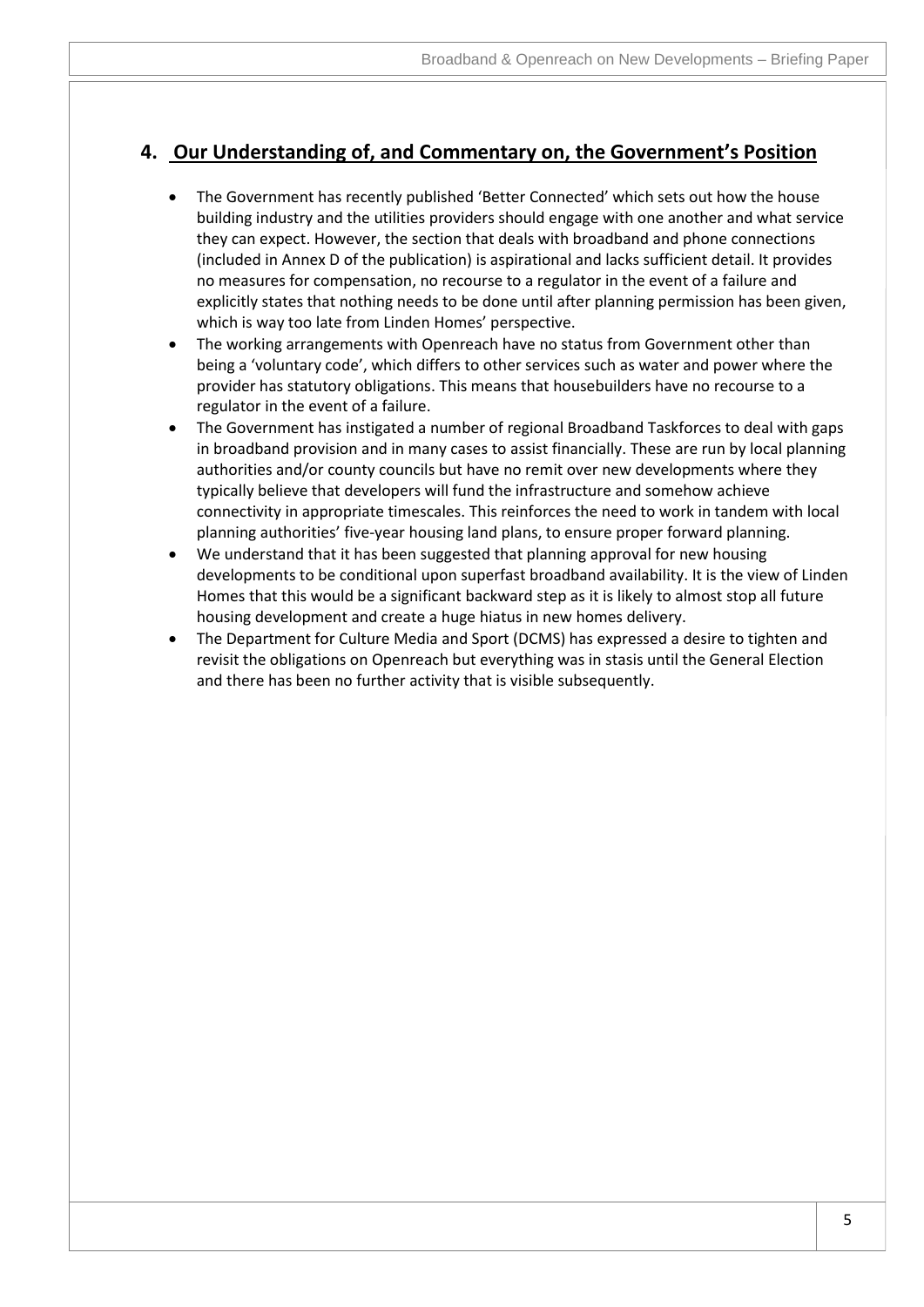## 4. Our Understanding of, and Commentary on, the Government's Position

- The Government has recently published 'Better Connected' which sets out how the house building industry and the utilities providers should engage with one another and what service they can expect. However, the section that deals with broadband and phone connections (included in Annex D of the publication) is aspirational and lacks sufficient detail. It provides no measures for compensation, no recourse to a regulator in the event of a failure and explicitly states that nothing needs to be done until after planning permission has been given, which is way too late from Linden Homes' perspective.
- The working arrangements with Openreach have no status from Government other than being a 'voluntary code', which differs to other services such as water and power where the provider has statutory obligations. This means that housebuilders have no recourse to a regulator in the event of a failure.
- The Government has instigated a number of regional Broadband Taskforces to deal with gaps in broadband provision and in many cases to assist financially. These are run by local planning authorities and/or county councils but have no remit over new developments where they typically believe that developers will fund the infrastructure and somehow achieve connectivity in appropriate timescales. This reinforces the need to work in tandem with local planning authorities' five-year housing land plans, to ensure proper forward planning.
- We understand that it has been suggested that planning approval for new housing developments to be conditional upon superfast broadband availability. It is the view of Linden Homes that this would be a significant backward step as it is likely to almost stop all future housing development and create a huge hiatus in new homes delivery.
- The Department for Culture Media and Sport (DCMS) has expressed a desire to tighten and revisit the obligations on Openreach but everything was in stasis until the General Election and there has been no further activity that is visible subsequently.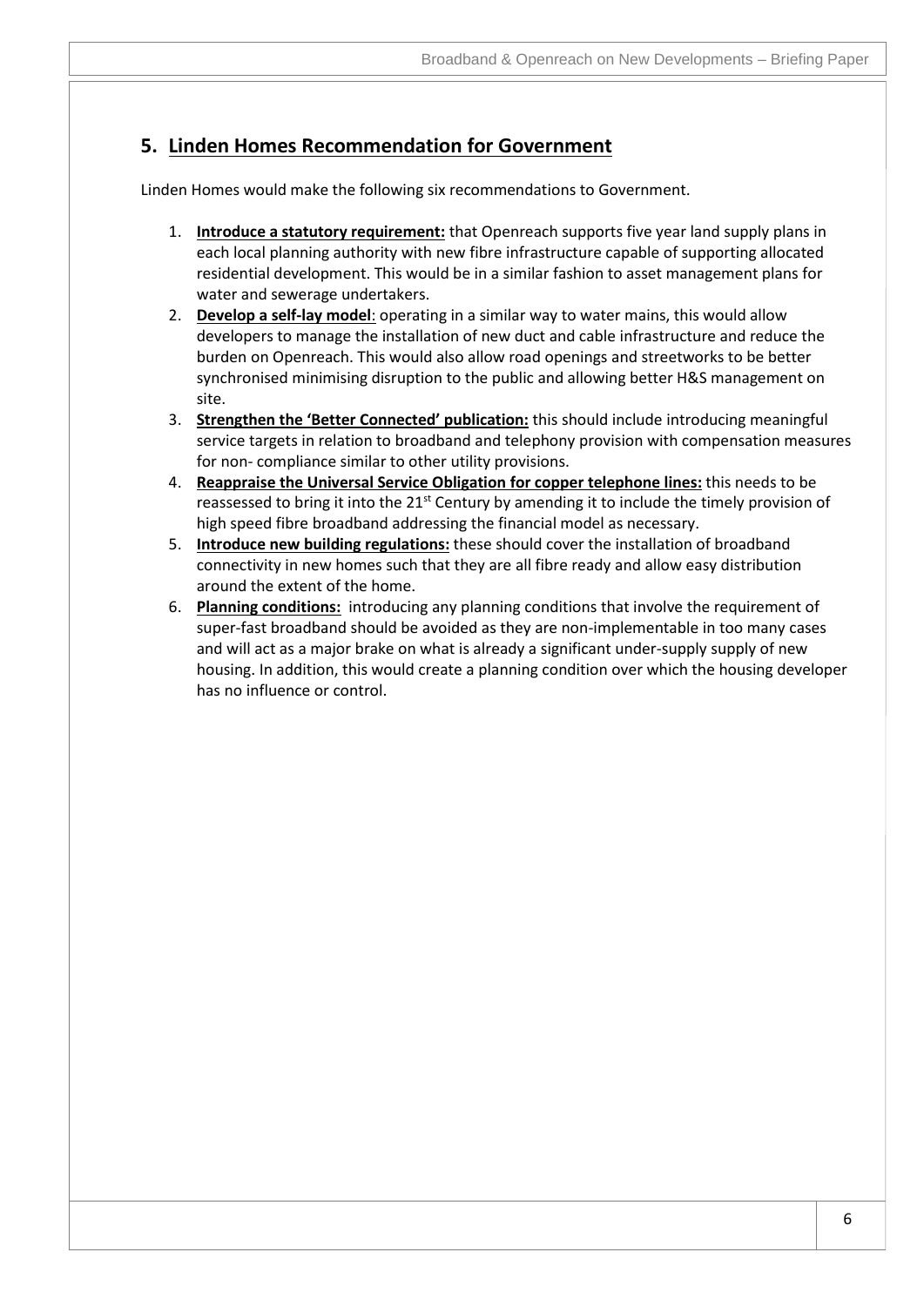## 5. Linden Homes Recommendation for Government

Linden Homes would make the following six recommendations to Government.

1. **Introduce a statutory requirement:** that Openreach supports five year land supply plans in each local planning authority with new fibre infrastructure capable of supporting allocated residential development. This would be in a similar fashion to asset management plans for water and sewerage undertakers.
2. **Develop a self-lay model**: operating in a similar way to water mains, this would allow developers to manage the installation of new duct and cable infrastructure and reduce the burden on Openreach. This would also allow road openings and streetworks to be better synchronised minimising disruption to the public and allowing better H&S management on site.
3. **Strengthen the 'Better Connected' publication:** this should include introducing meaningful service targets in relation to broadband and telephony provision with compensation measures for non- compliance similar to other utility provisions.
4. **Reappraise the Universal Service Obligation for copper telephone lines:** this needs to be reassessed to bring it into the 21st Century by amending it to include the timely provision of high speed fibre broadband addressing the financial model as necessary.
5. **Introduce new building regulations:** these should cover the installation of broadband connectivity in new homes such that they are all fibre ready and allow easy distribution around the extent of the home.
6. **Planning conditions:** introducing any planning conditions that involve the requirement of super-fast broadband should be avoided as they are non-implementable in too many cases and will act as a major brake on what is already a significant under-supply supply of new housing. In addition, this would create a planning condition over which the housing developer has no influence or control.